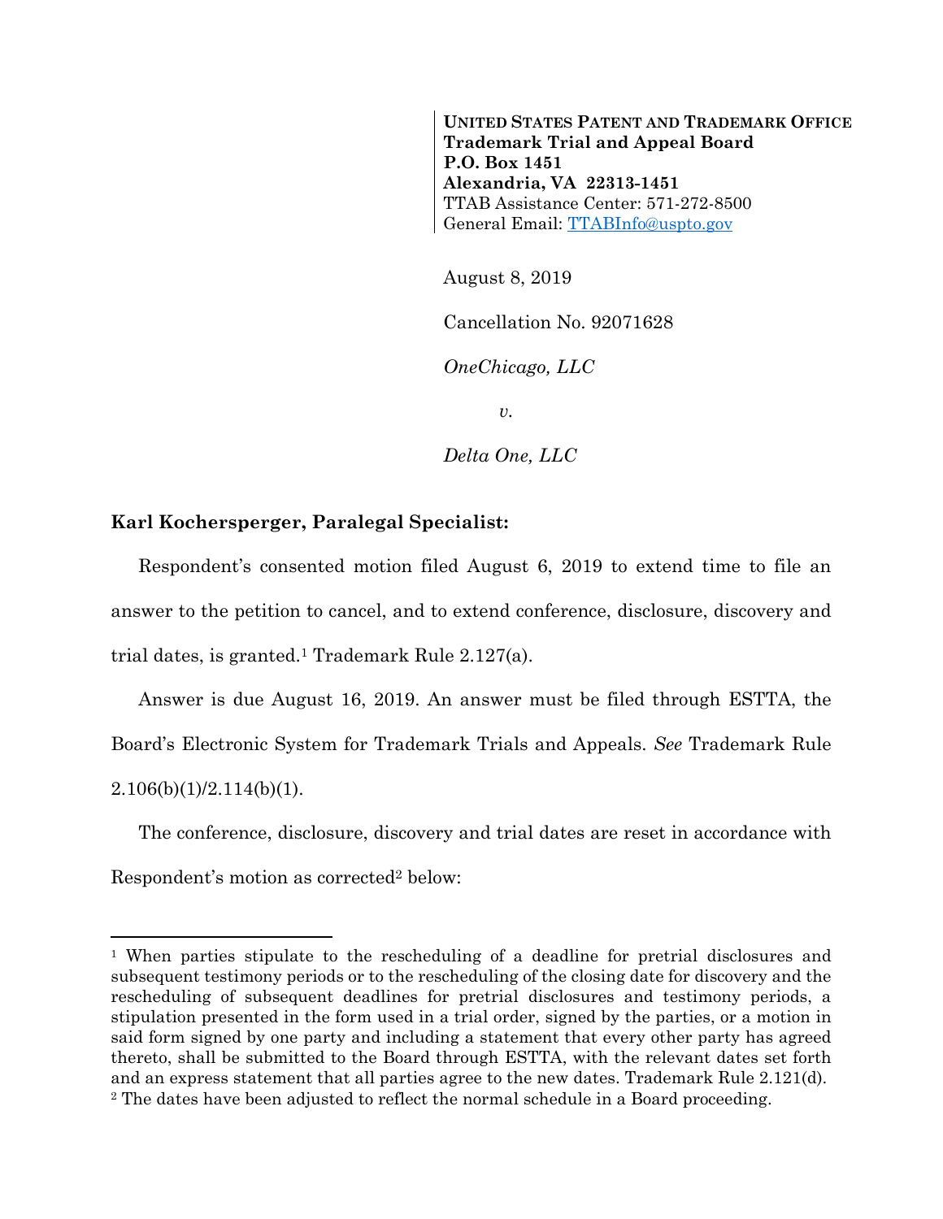**UNITED STATES PATENT AND TRADEMARK OFFICE**
**Trademark Trial and Appeal Board**
**P.O. Box 1451**
**Alexandria, VA 22313-1451**
TTAB Assistance Center: 571-272-8500
General Email: TTABInfo@uspto.gov

August 8, 2019

Cancellation No. 92071628

*OneChicago, LLC*

*v.*

*Delta One, LLC*

**Karl Kochersperger, Paralegal Specialist:**

Respondent's consented motion filed August 6, 2019 to extend time to file an answer to the petition to cancel, and to extend conference, disclosure, discovery and trial dates, is granted.[1] Trademark Rule 2.127(a).

Answer is due August 16, 2019. An answer must be filed through ESTTA, the Board's Electronic System for Trademark Trials and Appeals. *See* Trademark Rule 2.106(b)(1)/2.114(b)(1).

The conference, disclosure, discovery and trial dates are reset in accordance with Respondent's motion as corrected[2] below:

---

[1] When parties stipulate to the rescheduling of a deadline for pretrial disclosures and subsequent testimony periods or to the rescheduling of the closing date for discovery and the rescheduling of subsequent deadlines for pretrial disclosures and testimony periods, a stipulation presented in the form used in a trial order, signed by the parties, or a motion in said form signed by one party and including a statement that every other party has agreed thereto, shall be submitted to the Board through ESTTA, with the relevant dates set forth and an express statement that all parties agree to the new dates. Trademark Rule 2.121(d).

[2] The dates have been adjusted to reflect the normal schedule in a Board proceeding.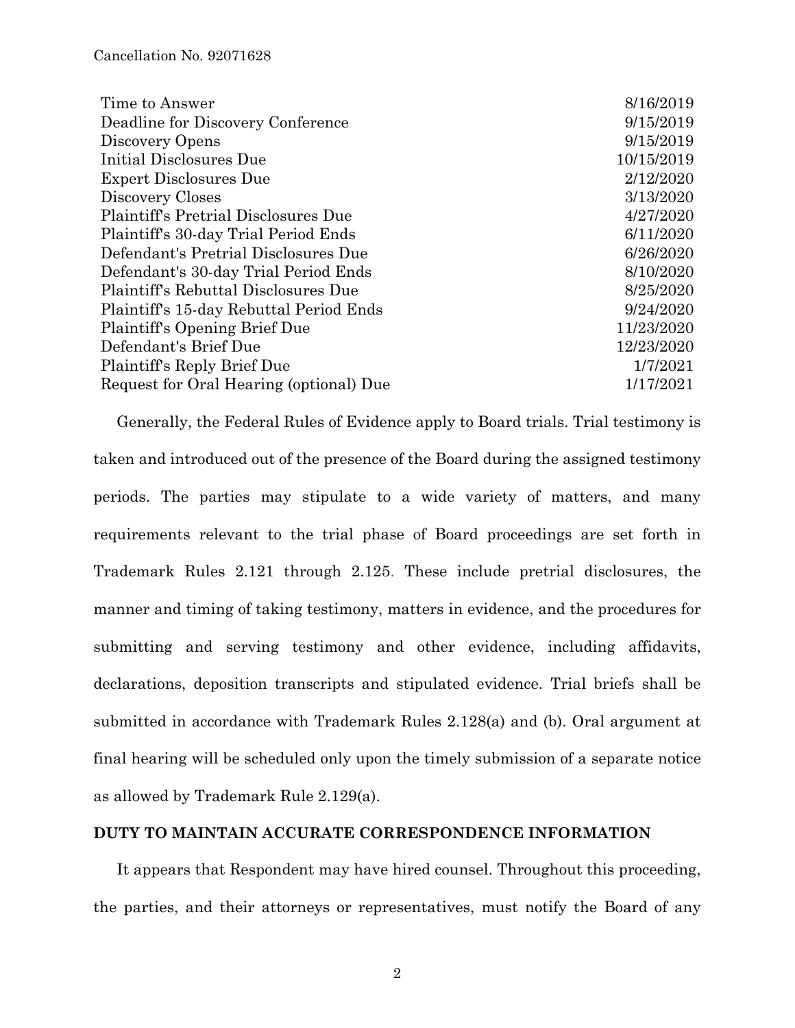| | |
|---|---|
| Time to Answer | 8/16/2019 |
| Deadline for Discovery Conference | 9/15/2019 |
| Discovery Opens | 9/15/2019 |
| Initial Disclosures Due | 10/15/2019 |
| Expert Disclosures Due | 2/12/2020 |
| Discovery Closes | 3/13/2020 |
| Plaintiff's Pretrial Disclosures Due | 4/27/2020 |
| Plaintiff's 30-day Trial Period Ends | 6/11/2020 |
| Defendant's Pretrial Disclosures Due | 6/26/2020 |
| Defendant's 30-day Trial Period Ends | 8/10/2020 |
| Plaintiff's Rebuttal Disclosures Due | 8/25/2020 |
| Plaintiff's 15-day Rebuttal Period Ends | 9/24/2020 |
| Plaintiff's Opening Brief Due | 11/23/2020 |
| Defendant's Brief Due | 12/23/2020 |
| Plaintiff's Reply Brief Due | 1/7/2021 |
| Request for Oral Hearing (optional) Due | 1/17/2021 |

Generally, the Federal Rules of Evidence apply to Board trials. Trial testimony is taken and introduced out of the presence of the Board during the assigned testimony periods. The parties may stipulate to a wide variety of matters, and many requirements relevant to the trial phase of Board proceedings are set forth in Trademark Rules 2.121 through 2.125. These include pretrial disclosures, the manner and timing of taking testimony, matters in evidence, and the procedures for submitting and serving testimony and other evidence, including affidavits, declarations, deposition transcripts and stipulated evidence. Trial briefs shall be submitted in accordance with Trademark Rules 2.128(a) and (b). Oral argument at final hearing will be scheduled only upon the timely submission of a separate notice as allowed by Trademark Rule 2.129(a).

**DUTY TO MAINTAIN ACCURATE CORRESPONDENCE INFORMATION**

It appears that Respondent may have hired counsel. Throughout this proceeding, the parties, and their attorneys or representatives, must notify the Board of any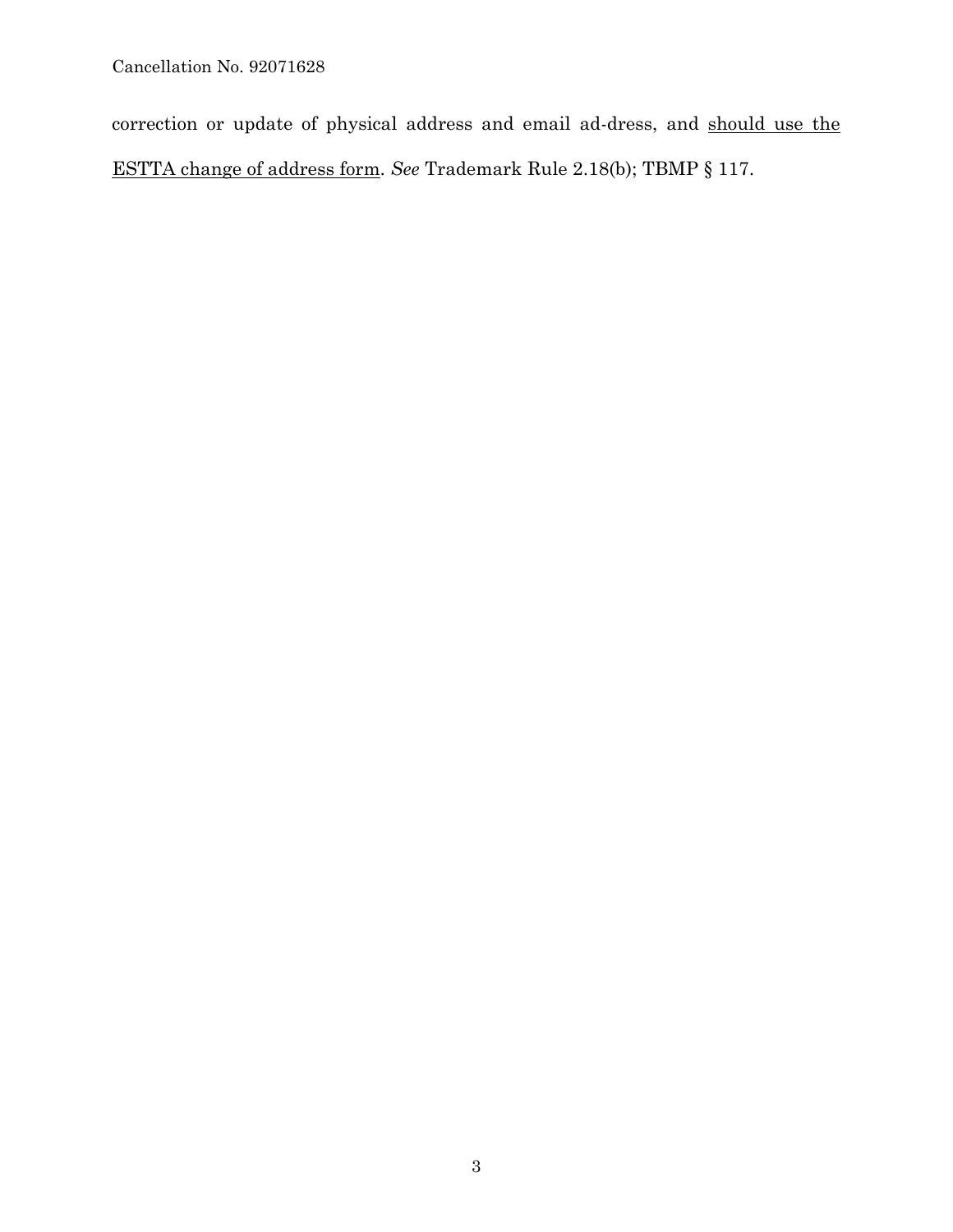correction or update of physical address and email ad-dress, and <u>should use the ESTTA change of address form</u>. *See* Trademark Rule 2.18(b); TBMP § 117.